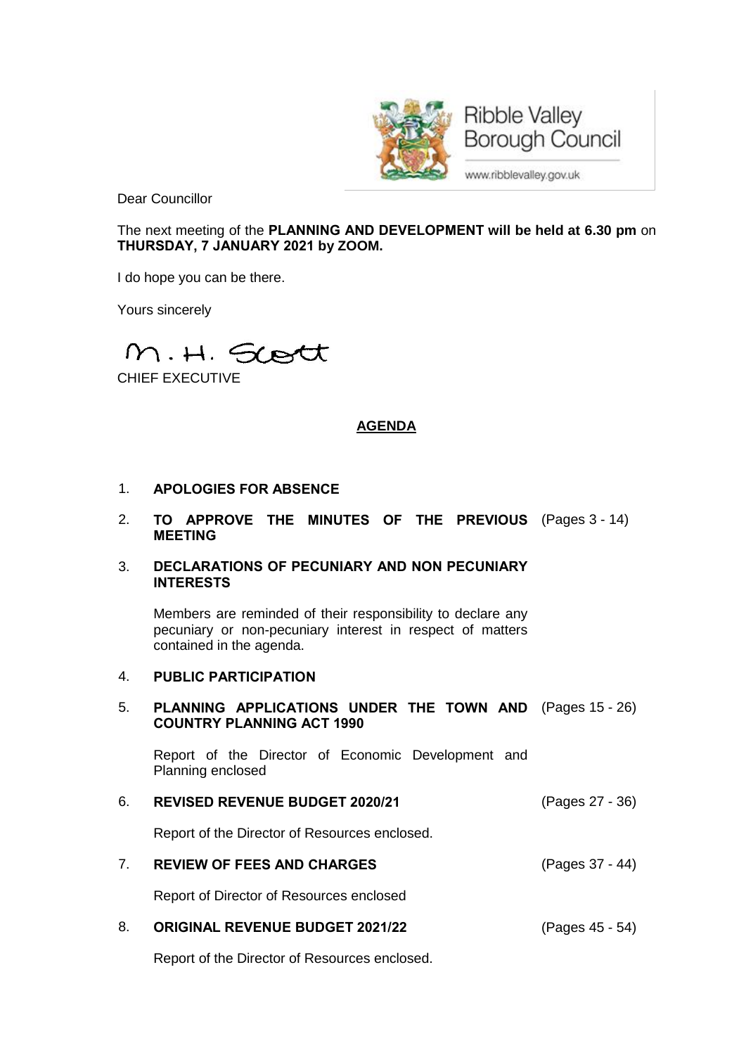Ribble Valley Borough Council

www.ribblevalley.gov.uk

Dear Councillor

The next meeting of the **PLANNING AND DEVELOPMENT will be held at 6.30 pm** on **THURSDAY, 7 JANUARY 2021 by ZOOM.**

I do hope you can be there.

Yours sincerely

M. H. Scott

CHIEF EXECUTIVE

## AGENDA

1. **APOLOGIES FOR ABSENCE**

2. **TO APPROVE THE MINUTES OF THE PREVIOUS MEETING** (Pages 3 - 14)

3. **DECLARATIONS OF PECUNIARY AND NON PECUNIARY INTERESTS**

   Members are reminded of their responsibility to declare any pecuniary or non-pecuniary interest in respect of matters contained in the agenda.

4. **PUBLIC PARTICIPATION**

5. **PLANNING APPLICATIONS UNDER THE TOWN AND COUNTRY PLANNING ACT 1990** (Pages 15 - 26)

   Report of the Director of Economic Development and Planning enclosed

6. **REVISED REVENUE BUDGET 2020/21** (Pages 27 - 36)

   Report of the Director of Resources enclosed.

7. **REVIEW OF FEES AND CHARGES** (Pages 37 - 44)

   Report of Director of Resources enclosed

8. **ORIGINAL REVENUE BUDGET 2021/22** (Pages 45 - 54)

   Report of the Director of Resources enclosed.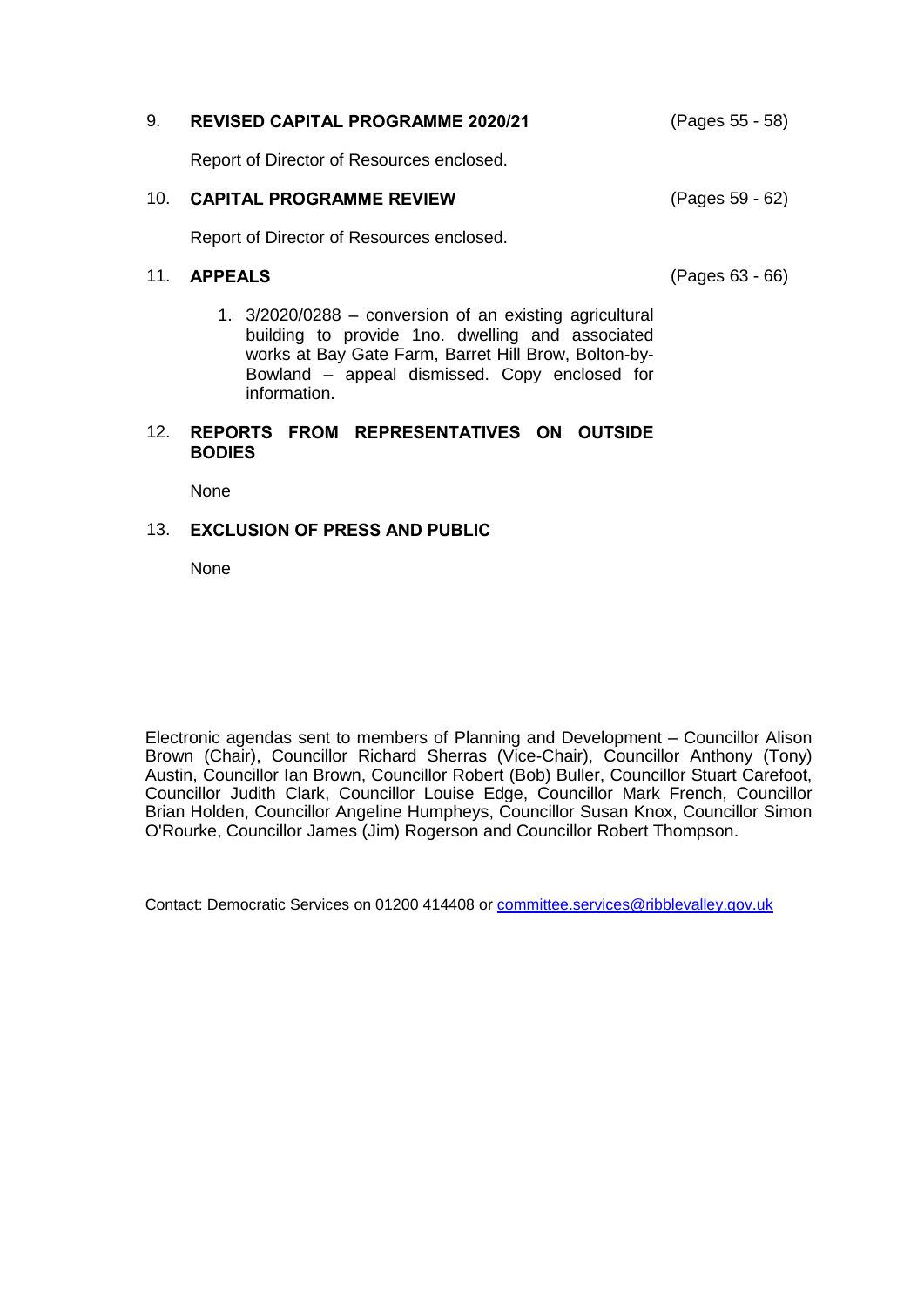9. **REVISED CAPITAL PROGRAMME 2020/21** (Pages 55 - 58)

   Report of Director of Resources enclosed.

10. **CAPITAL PROGRAMME REVIEW** (Pages 59 - 62)

    Report of Director of Resources enclosed.

11. **APPEALS** (Pages 63 - 66)

    1. 3/2020/0288 – conversion of an existing agricultural building to provide 1no. dwelling and associated works at Bay Gate Farm, Barret Hill Brow, Bolton-by-Bowland – appeal dismissed. Copy enclosed for information.

12. **REPORTS FROM REPRESENTATIVES ON OUTSIDE BODIES**

    None

13. **EXCLUSION OF PRESS AND PUBLIC**

    None

Electronic agendas sent to members of Planning and Development – Councillor Alison Brown (Chair), Councillor Richard Sherras (Vice-Chair), Councillor Anthony (Tony) Austin, Councillor Ian Brown, Councillor Robert (Bob) Buller, Councillor Stuart Carefoot, Councillor Judith Clark, Councillor Louise Edge, Councillor Mark French, Councillor Brian Holden, Councillor Angeline Humpheys, Councillor Susan Knox, Councillor Simon O'Rourke, Councillor James (Jim) Rogerson and Councillor Robert Thompson.

Contact: Democratic Services on 01200 414408 or committee.services@ribblevalley.gov.uk